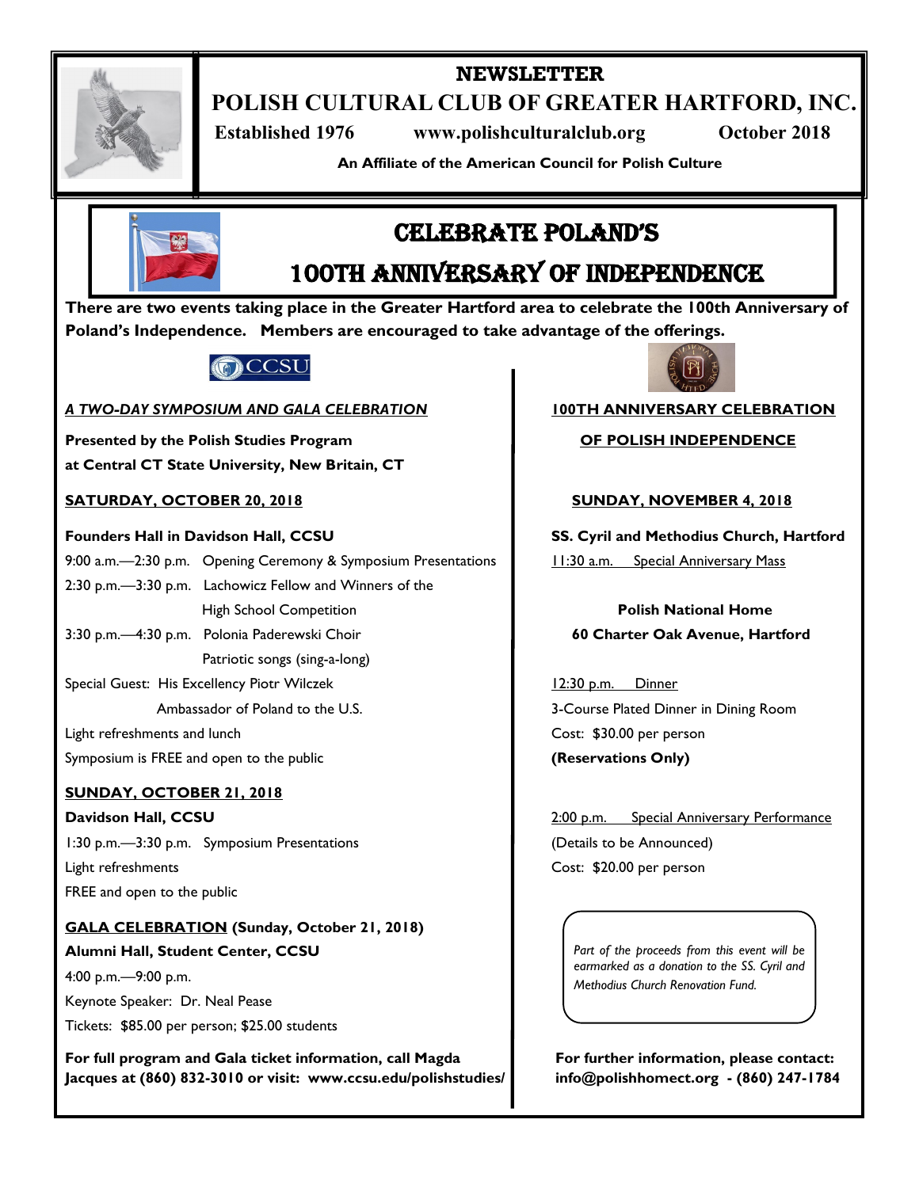# NEWSLETTER

# POLISH CULTURAL CLUB OF GREATER HARTFORD, INC.

**Established 1976** **www.polishculturalclub.org** **October 2018**

**An Affiliate of the American Council for Polish Culture**

## CELEBRATE POLAND'S 100TH ANNIVERSARY OF INDEPENDENCE

**There are two events taking place in the Greater Hartford area to celebrate the 100th Anniversary of Poland's Independence. Members are encouraged to take advantage of the offerings.**

CCSU

***A TWO-DAY SYMPOSIUM AND GALA CELEBRATION***

**Presented by the Polish Studies Program**
**at Central CT State University, New Britain, CT**

**SATURDAY, OCTOBER 20, 2018**

**Founders Hall in Davidson Hall, CCSU**

9:00 a.m.—2:30 p.m. Opening Ceremony & Symposium Presentations
2:30 p.m.—3:30 p.m. Lachowicz Fellow and Winners of the High School Competition
3:30 p.m.—4:30 p.m. Polonia Paderewski Choir
Patriotic songs (sing-a-long)

Special Guest: His Excellency Piotr Wilczek
Ambassador of Poland to the U.S.

Light refreshments and lunch
Symposium is FREE and open to the public

**SUNDAY, OCTOBER 21, 2018**

**Davidson Hall, CCSU**

1:30 p.m.—3:30 p.m. Symposium Presentations
Light refreshments
FREE and open to the public

**GALA CELEBRATION (Sunday, October 21, 2018)**

**Alumni Hall, Student Center, CCSU**

4:00 p.m.—9:00 p.m.
Keynote Speaker: Dr. Neal Pease
Tickets: $85.00 per person; $25.00 students

**For full program and Gala ticket information, call Magda Jacques at (860) 832-3010 or visit: www.ccsu.edu/polishstudies/**

**100TH ANNIVERSARY CELEBRATION OF POLISH INDEPENDENCE**

**SUNDAY, NOVEMBER 4, 2018**

**SS. Cyril and Methodius Church, Hartford**

11:30 a.m. Special Anniversary Mass

**Polish National Home**
**60 Charter Oak Avenue, Hartford**

12:30 p.m. Dinner
3-Course Plated Dinner in Dining Room
Cost: $30.00 per person
**(Reservations Only)**

2:00 p.m. Special Anniversary Performance
(Details to be Announced)
Cost: $20.00 per person

*Part of the proceeds from this event will be earmarked as a donation to the SS. Cyril and Methodius Church Renovation Fund.*

**For further information, please contact: info@polishhomect.org - (860) 247-1784**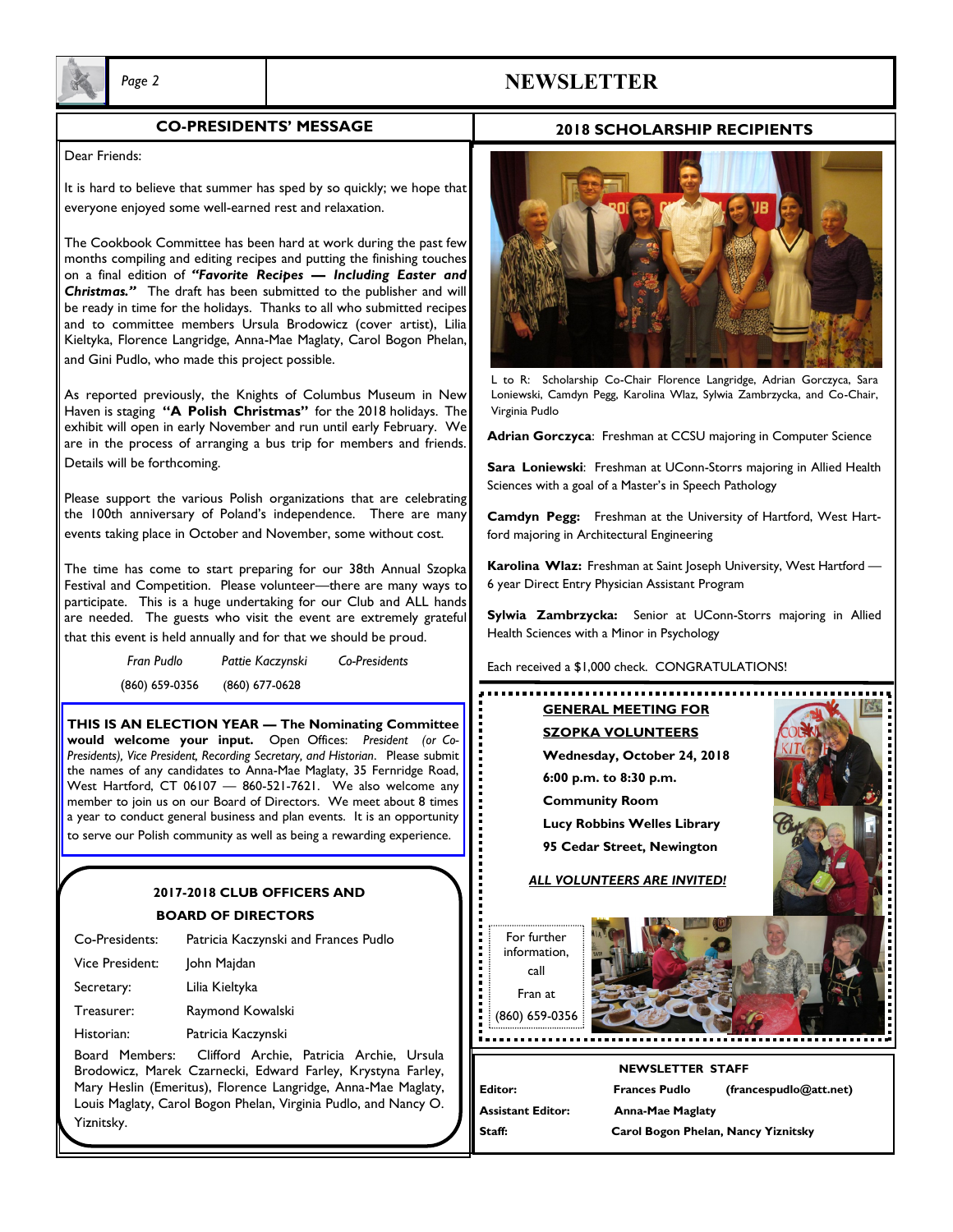## CO-PRESIDENTS' MESSAGE

Dear Friends:

It is hard to believe that summer has sped by so quickly; we hope that everyone enjoyed some well-earned rest and relaxation.

The Cookbook Committee has been hard at work during the past few months compiling and editing recipes and putting the finishing touches on a final edition of ***"Favorite Recipes — Including Easter and Christmas."*** The draft has been submitted to the publisher and will be ready in time for the holidays. Thanks to all who submitted recipes and to committee members Ursula Brodowicz (cover artist), Lilia Kieltyka, Florence Langridge, Anna-Mae Maglaty, Carol Bogon Phelan, and Gini Pudlo, who made this project possible.

As reported previously, the Knights of Columbus Museum in New Haven is staging **"A Polish Christmas"** for the 2018 holidays. The exhibit will open in early November and run until early February. We are in the process of arranging a bus trip for members and friends. Details will be forthcoming.

Please support the various Polish organizations that are celebrating the 100th anniversary of Poland's independence. There are many events taking place in October and November, some without cost.

The time has come to start preparing for our 38th Annual Szopka Festival and Competition. Please volunteer—there are many ways to participate. This is a huge undertaking for our Club and ALL hands are needed. The guests who visit the event are extremely grateful that this event is held annually and for that we should be proud.

*Fran Pudlo* (860) 659-0356 — *Pattie Kaczynski* (860) 677-0628 — *Co-Presidents*

**THIS IS AN ELECTION YEAR — The Nominating Committee would welcome your input.** Open Offices: *President (or Co-Presidents), Vice President, Recording Secretary, and Historian*. Please submit the names of any candidates to Anna-Mae Maglaty, 35 Fernridge Road, West Hartford, CT 06107 — 860-521-7621. We also welcome any member to join us on our Board of Directors. We meet about 8 times a year to conduct general business and plan events. It is an opportunity to serve our Polish community as well as being a rewarding experience.

### 2017-2018 CLUB OFFICERS AND BOARD OF DIRECTORS

Co-Presidents: Patricia Kaczynski and Frances Pudlo

Vice President: John Majdan

Secretary: Lilia Kieltyka

Treasurer: Raymond Kowalski

Historian: Patricia Kaczynski

Board Members: Clifford Archie, Patricia Archie, Ursula Brodowicz, Marek Czarnecki, Edward Farley, Krystyna Farley, Mary Heslin (Emeritus), Florence Langridge, Anna-Mae Maglaty, Louis Maglaty, Carol Bogon Phelan, Virginia Pudlo, and Nancy O. Yiznitsky.

## 2018 SCHOLARSHIP RECIPIENTS

L to R: Scholarship Co-Chair Florence Langridge, Adrian Gorczyca, Sara Loniewski, Camdyn Pegg, Karolina Wlaz, Sylwia Zambrzycka, and Co-Chair, Virginia Pudlo

**Adrian Gorczyca**: Freshman at CCSU majoring in Computer Science

**Sara Loniewski**: Freshman at UConn-Storrs majoring in Allied Health Sciences with a goal of a Master's in Speech Pathology

**Camdyn Pegg:** Freshman at the University of Hartford, West Hartford majoring in Architectural Engineering

**Karolina Wlaz:** Freshman at Saint Joseph University, West Hartford — 6 year Direct Entry Physician Assistant Program

**Sylwia Zambrzycka:** Senior at UConn-Storrs majoring in Allied Health Sciences with a Minor in Psychology

Each received a $1,000 check. CONGRATULATIONS!

## GENERAL MEETING FOR SZOPKA VOLUNTEERS

**Wednesday, October 24, 2018**
**6:00 p.m. to 8:30 p.m.**
**Community Room**
**Lucy Robbins Welles Library**
**95 Cedar Street, Newington**

***ALL VOLUNTEERS ARE INVITED!***

For further information, call Fran at (860) 659-0356

### NEWSLETTER STAFF

**Editor:** Frances Pudlo (francespudlo@att.net)

**Assistant Editor:** Anna-Mae Maglaty

**Staff:** Carol Bogon Phelan, Nancy Yiznitsky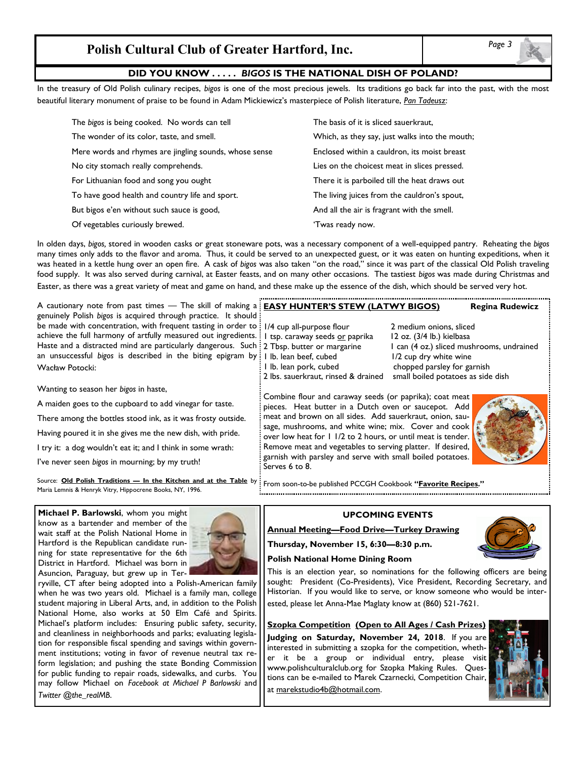## DID YOU KNOW . . . . . *BIGOS* IS THE NATIONAL DISH OF POLAND?

In the treasury of Old Polish culinary recipes, *bigos* is one of the most precious jewels. Its traditions go back far into the past, with the most beautiful literary monument of praise to be found in Adam Mickiewicz's masterpiece of Polish literature, *Pan Tadeusz*:

The *bigos* is being cooked. No words can tell
The wonder of its color, taste, and smell.
Mere words and rhymes are jingling sounds, whose sense
No city stomach really comprehends.
For Lithuanian food and song you ought
To have good health and country life and sport.
But bigos e'en without such sauce is good,
Of vegetables curiously brewed.
The basis of it is sliced sauerkraut,
Which, as they say, just walks into the mouth;
Enclosed within a cauldron, its moist breast
Lies on the choicest meat in slices pressed.
There it is parboiled till the heat draws out
The living juices from the cauldron's spout,
And all the air is fragrant with the smell.
'Twas ready now.

In olden days, *bigos,* stored in wooden casks or great stoneware pots, was a necessary component of a well-equipped pantry. Reheating the *bigos* many times only adds to the flavor and aroma. Thus, it could be served to an unexpected guest, or it was eaten on hunting expeditions, when it was heated in a kettle hung over an open fire. A cask of *bigos* was also taken "on the road," since it was part of the classical Old Polish traveling food supply. It was also served during carnival, at Easter feasts, and on many other occasions. The tastiest *bigos* was made during Christmas and Easter, as there was a great variety of meat and game on hand, and these make up the essence of the dish, which should be served very hot.

A cautionary note from past times — The skill of making a genuinely Polish *bigos* is acquired through practice. It should be made with concentration, with frequent tasting in order to achieve the full harmony of artfully measured out ingredients. Haste and a distracted mind are particularly dangerous. Such an unsuccessful *bigos* is described in the biting epigram by Wacław Potocki:

Wanting to season her *bigos* in haste,
A maiden goes to the cupboard to add vinegar for taste.
There among the bottles stood ink, as it was frosty outside.
Having poured it in she gives me the new dish, with pride.
I try it: a dog wouldn't eat it; and I think in some wrath:
I've never seen *bigos* in mourning; by my truth!

Source: **Old Polish Traditions — In the Kitchen and at the Table** by Maria Lemnis & Henryk Vitry, Hippocrene Books, NY, 1996.

### EASY HUNTER'S STEW (LATWY BIGOS) — Regina Rudewicz

- 1/4 cup all-purpose flour
- 1 tsp. caraway seeds or paprika
- 2 Tbsp. butter or margarine
- 1 lb. lean beef, cubed
- 1 lb. lean pork, cubed
- 2 lbs. sauerkraut, rinsed & drained
- 2 medium onions, sliced
- 12 oz. (3/4 lb.) kielbasa
- 1 can (4 oz.) sliced mushrooms, undrained
- 1/2 cup dry white wine
- chopped parsley for garnish
- small boiled potatoes as side dish

Combine flour and caraway seeds (or paprika); coat meat pieces. Heat butter in a Dutch oven or saucepot. Add meat and brown on all sides. Add sauerkraut, onion, sausage, mushrooms, and white wine; mix. Cover and cook over low heat for 1 1/2 to 2 hours, or until meat is tender. Remove meat and vegetables to serving platter. If desired, garnish with parsley and serve with small boiled potatoes. Serves 6 to 8.

From soon-to-be published PCCGH Cookbook **"Favorite Recipes."**

**Michael P. Barlowski**, whom you might know as a bartender and member of the wait staff at the Polish National Home in Hartford is the Republican candidate running for state representative for the 6th District in Hartford. Michael was born in Asuncion, Paraguay, but grew up in Terryville, CT after being adopted into a Polish-American family when he was two years old. Michael is a family man, college student majoring in Liberal Arts, and, in addition to the Polish National Home, also works at 50 Elm Café and Spirits. Michael's platform includes: Ensuring public safety, security, and cleanliness in neighborhoods and parks; evaluating legislation for responsible fiscal spending and savings within government institutions; voting in favor of revenue neutral tax reform legislation; and pushing the state Bonding Commission for public funding to repair roads, sidewalks, and curbs. You may follow Michael on *Facebook at Michael P Barlowski* and *Twitter @the_realMB.*

## UPCOMING EVENTS

**Annual Meeting—Food Drive—Turkey Drawing**

**Thursday, November 15, 6:30—8:30 p.m.**

**Polish National Home Dining Room**

This is an election year, so nominations for the following officers are being sought: President (Co-Presidents), Vice President, Recording Secretary, and Historian. If you would like to serve, or know someone who would be interested, please let Anna-Mae Maglaty know at (860) 521-7621.

**Szopka Competition (Open to All Ages / Cash Prizes)**

**Judging on Saturday, November 24, 2018**. If you are interested in submitting a szopka for the competition, whether it be a group or individual entry, please visit www.polishculturalclub.org for Szopka Making Rules. Questions can be e-mailed to Marek Czarnecki, Competition Chair, at marekstudio4b@hotmail.com.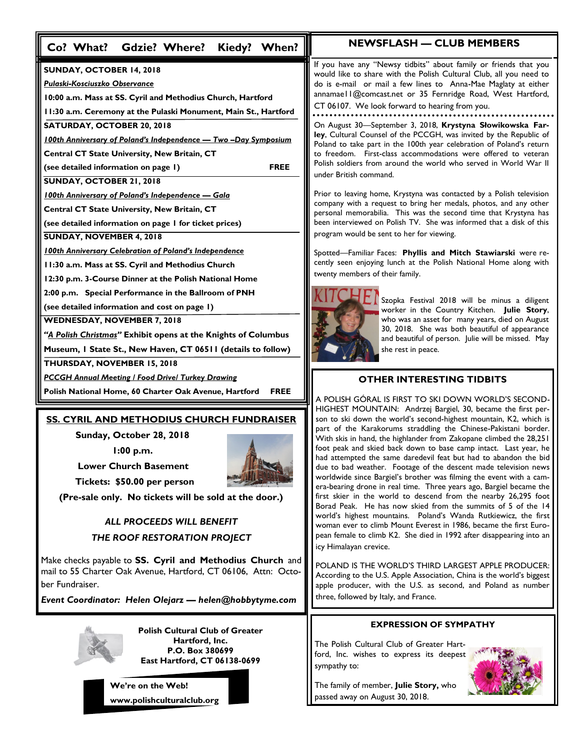## Co? What? Gdzie? Where? Kiedy? When?

**SUNDAY, OCTOBER 14, 2018**

***Pulaski-Kosciuszko Observance***

**10:00 a.m. Mass at SS. Cyril and Methodius Church, Hartford**

**11:30 a.m. Ceremony at the Pulaski Monument, Main St., Hartford**

**SATURDAY, OCTOBER 20, 2018**

***100th Anniversary of Poland's Independence — Two –Day Symposium***

**Central CT State University, New Britain, CT**

**(see detailed information on page 1) FREE**

**SUNDAY, OCTOBER 21, 2018**

***100th Anniversary of Poland's Independence — Gala***

**Central CT State University, New Britain, CT**

**(see detailed information on page 1 for ticket prices)**

**SUNDAY, NOVEMBER 4, 2018**

***100th Anniversary Celebration of Poland's Independence***

**11:30 a.m. Mass at SS. Cyril and Methodius Church**

**12:30 p.m. 3-Course Dinner at the Polish National Home**

**2:00 p.m. Special Performance in the Ballroom of PNH**

**(see detailed information and cost on page 1)**

**WEDNESDAY, NOVEMBER 7, 2018**

**"*A Polish Christmas*" Exhibit opens at the Knights of Columbus Museum, 1 State St., New Haven, CT 06511 (details to follow)**

**THURSDAY, NOVEMBER 15, 2018**

***PCCGH Annual Meeting / Food Drive/ Turkey Drawing***

**Polish National Home, 60 Charter Oak Avenue, Hartford FREE**

## SS. CYRIL AND METHODIUS CHURCH FUNDRAISER

**Sunday, October 28, 2018**

**1:00 p.m.**

**Lower Church Basement**

**Tickets: $50.00 per person**

**(Pre-sale only. No tickets will be sold at the door.)**

***ALL PROCEEDS WILL BENEFIT THE ROOF RESTORATION PROJECT***

Make checks payable to **SS. Cyril and Methodius Church** and mail to 55 Charter Oak Avenue, Hartford, CT 06106, Attn: October Fundraiser.

***Event Coordinator: Helen Olejarz — helen@hobbytyme.com***

**Polish Cultural Club of Greater Hartford, Inc.**
**P.O. Box 380699**
**East Hartford, CT 06138-0699**

**We're on the Web!**
**www.polishculturalclub.org**

## NEWSFLASH — CLUB MEMBERS

If you have any "Newsy tidbits" about family or friends that you would like to share with the Polish Cultural Club, all you need to do is e-mail or mail a few lines to Anna-Mae Maglaty at either annamae11@comcast.net or 35 Fernridge Road, West Hartford, CT 06107. We look forward to hearing from you.

On August 30—September 3, 2018, **Krystyna Słowikowska Farley**, Cultural Counsel of the PCCGH, was invited by the Republic of Poland to take part in the 100th year celebration of Poland's return to freedom. First-class accommodations were offered to veteran Polish soldiers from around the world who served in World War II under British command.

Prior to leaving home, Krystyna was contacted by a Polish television company with a request to bring her medals, photos, and any other personal memorabilia. This was the second time that Krystyna has been interviewed on Polish TV. She was informed that a disk of this program would be sent to her for viewing.

Spotted—Familiar Faces: **Phyllis and Mitch Stawiarski** were recently seen enjoying lunch at the Polish National Home along with twenty members of their family.

Szopka Festival 2018 will be minus a diligent worker in the Country Kitchen. **Julie Story**, who was an asset for many years, died on August 30, 2018. She was both beautiful of appearance and beautiful of person. Julie will be missed. May she rest in peace.

## OTHER INTERESTING TIDBITS

A POLISH GÓRAL IS FIRST TO SKI DOWN WORLD'S SECOND-HIGHEST MOUNTAIN: Andrzej Bargiel, 30, became the first person to ski down the world's second-highest mountain, K2, which is part of the Karakorums straddling the Chinese-Pakistani border. With skis in hand, the highlander from Zakopane climbed the 28,251 foot peak and skied back down to base camp intact. Last year, he had attempted the same daredevil feat but had to abandon the bid due to bad weather. Footage of the descent made television news worldwide since Bargiel's brother was filming the event with a camera-bearing drone in real time. Three years ago, Bargiel became the first skier in the world to descend from the nearby 26,295 foot Borad Peak. He has now skied from the summits of 5 of the 14 world's highest mountains. Poland's Wanda Rutkiewicz, the first woman ever to climb Mount Everest in 1986, became the first European female to climb K2. She died in 1992 after disappearing into an icy Himalayan crevice.

POLAND IS THE WORLD'S THIRD LARGEST APPLE PRODUCER: According to the U.S. Apple Association, China is the world's biggest apple producer, with the U.S. as second, and Poland as number three, followed by Italy, and France.

## EXPRESSION OF SYMPATHY

The Polish Cultural Club of Greater Hartford, Inc. wishes to express its deepest sympathy to:

The family of member, **Julie Story,** who passed away on August 30, 2018.